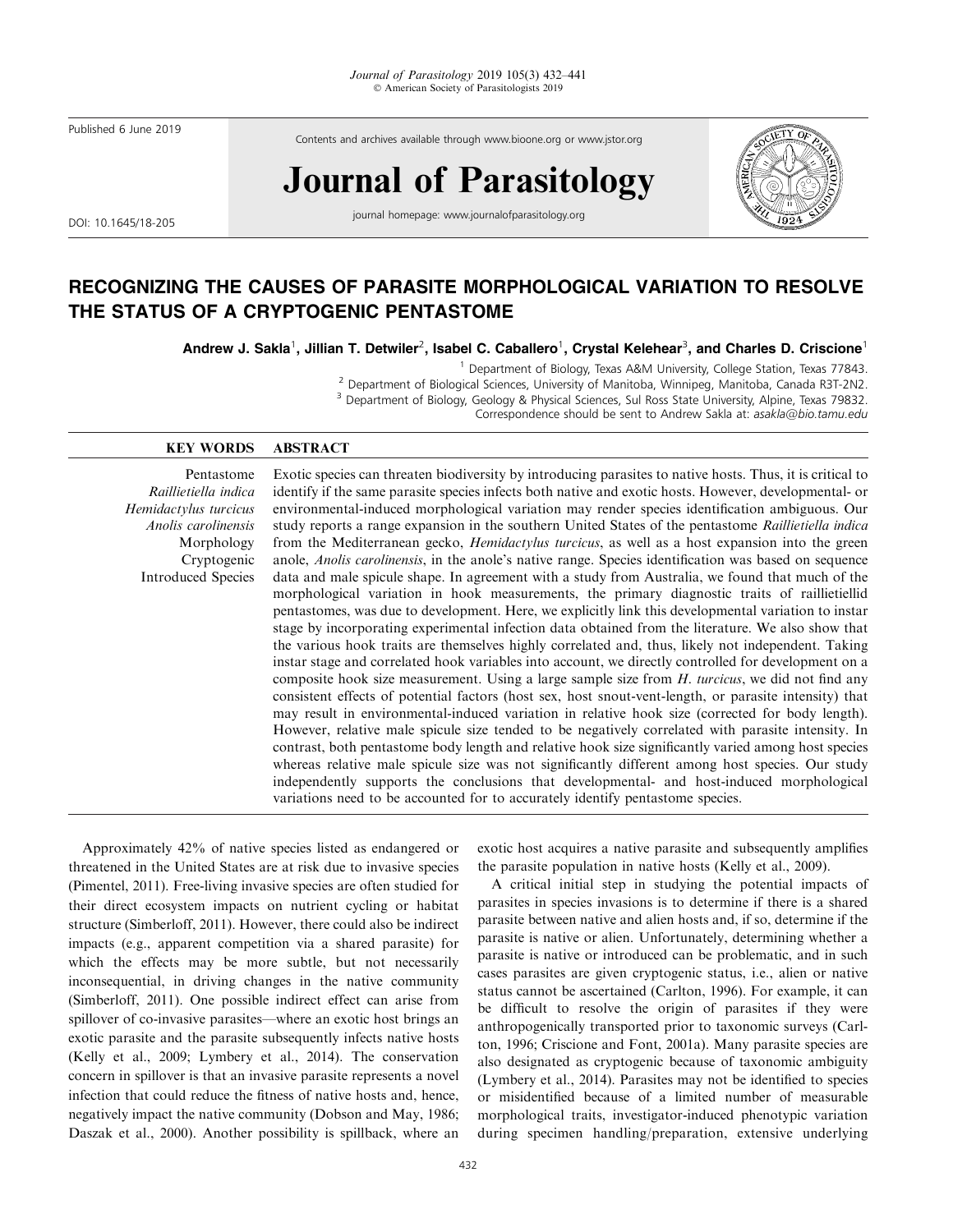Published 6 June 2019

Contents and archives available through www.bioone.org or www.jstor.org

# Journal of Parasitology

journal homepage: www.journalofparasitology.org

DOI: 10.1645/18-205

## RECOGNIZING THE CAUSES OF PARASITE MORPHOLOGICAL VARIATION TO RESOLVE THE STATUS OF A CRYPTOGENIC PENTASTOME

**Andrew J. Sakla[1], Jillian T. Detwiler[2], Isabel C. Caballero[1], Crystal Kelehear[3], and Charles D. Criscione[1]**

[1] Department of Biology, Texas A&M University, College Station, Texas 77843.
[2] Department of Biological Sciences, University of Manitoba, Winnipeg, Manitoba, Canada R3T-2N2.
[3] Department of Biology, Geology & Physical Sciences, Sul Ross State University, Alpine, Texas 79832.
Correspondence should be sent to Andrew Sakla at: *asakla@bio.tamu.edu*

**KEY WORDS**

Pentastome
*Raillietiella indica*
*Hemidactylus turcicus*
*Anolis carolinensis*
Morphology
Cryptogenic
Introduced Species

**ABSTRACT**

Exotic species can threaten biodiversity by introducing parasites to native hosts. Thus, it is critical to identify if the same parasite species infects both native and exotic hosts. However, developmental- or environmental-induced morphological variation may render species identification ambiguous. Our study reports a range expansion in the southern United States of the pentastome *Raillietiella indica* from the Mediterranean gecko, *Hemidactylus turcicus*, as well as a host expansion into the green anole, *Anolis carolinensis*, in the anole's native range. Species identification was based on sequence data and male spicule shape. In agreement with a study from Australia, we found that much of the morphological variation in hook measurements, the primary diagnostic traits of raillietiellid pentastomes, was due to development. Here, we explicitly link this developmental variation to instar stage by incorporating experimental infection data obtained from the literature. We also show that the various hook traits are themselves highly correlated and, thus, likely not independent. Taking instar stage and correlated hook variables into account, we directly controlled for development on a composite hook size measurement. Using a large sample size from *H. turcicus*, we did not find any consistent effects of potential factors (host sex, host snout-vent-length, or parasite intensity) that may result in environmental-induced variation in relative hook size (corrected for body length). However, relative male spicule size tended to be negatively correlated with parasite intensity. In contrast, both pentastome body length and relative hook size significantly varied among host species whereas relative male spicule size was not significantly different among host species. Our study independently supports the conclusions that developmental- and host-induced morphological variations need to be accounted for to accurately identify pentastome species.

Approximately 42% of native species listed as endangered or threatened in the United States are at risk due to invasive species (Pimentel, 2011). Free-living invasive species are often studied for their direct ecosystem impacts on nutrient cycling or habitat structure (Simberloff, 2011). However, there could also be indirect impacts (e.g., apparent competition via a shared parasite) for which the effects may be more subtle, but not necessarily inconsequential, in driving changes in the native community (Simberloff, 2011). One possible indirect effect can arise from spillover of co-invasive parasites—where an exotic host brings an exotic parasite and the parasite subsequently infects native hosts (Kelly et al., 2009; Lymbery et al., 2014). The conservation concern in spillover is that an invasive parasite represents a novel infection that could reduce the fitness of native hosts and, hence, negatively impact the native community (Dobson and May, 1986; Daszak et al., 2000). Another possibility is spillback, where an exotic host acquires a native parasite and subsequently amplifies the parasite population in native hosts (Kelly et al., 2009).

A critical initial step in studying the potential impacts of parasites in species invasions is to determine if there is a shared parasite between native and alien hosts and, if so, determine if the parasite is native or alien. Unfortunately, determining whether a parasite is native or introduced can be problematic, and in such cases parasites are given cryptogenic status, i.e., alien or native status cannot be ascertained (Carlton, 1996). For example, it can be difficult to resolve the origin of parasites if they were anthropogenically transported prior to taxonomic surveys (Carlton, 1996; Criscione and Font, 2001a). Many parasite species are also designated as cryptogenic because of taxonomic ambiguity (Lymbery et al., 2014). Parasites may not be identified to species or misidentified because of a limited number of measurable morphological traits, investigator-induced phenotypic variation during specimen handling/preparation, extensive underlying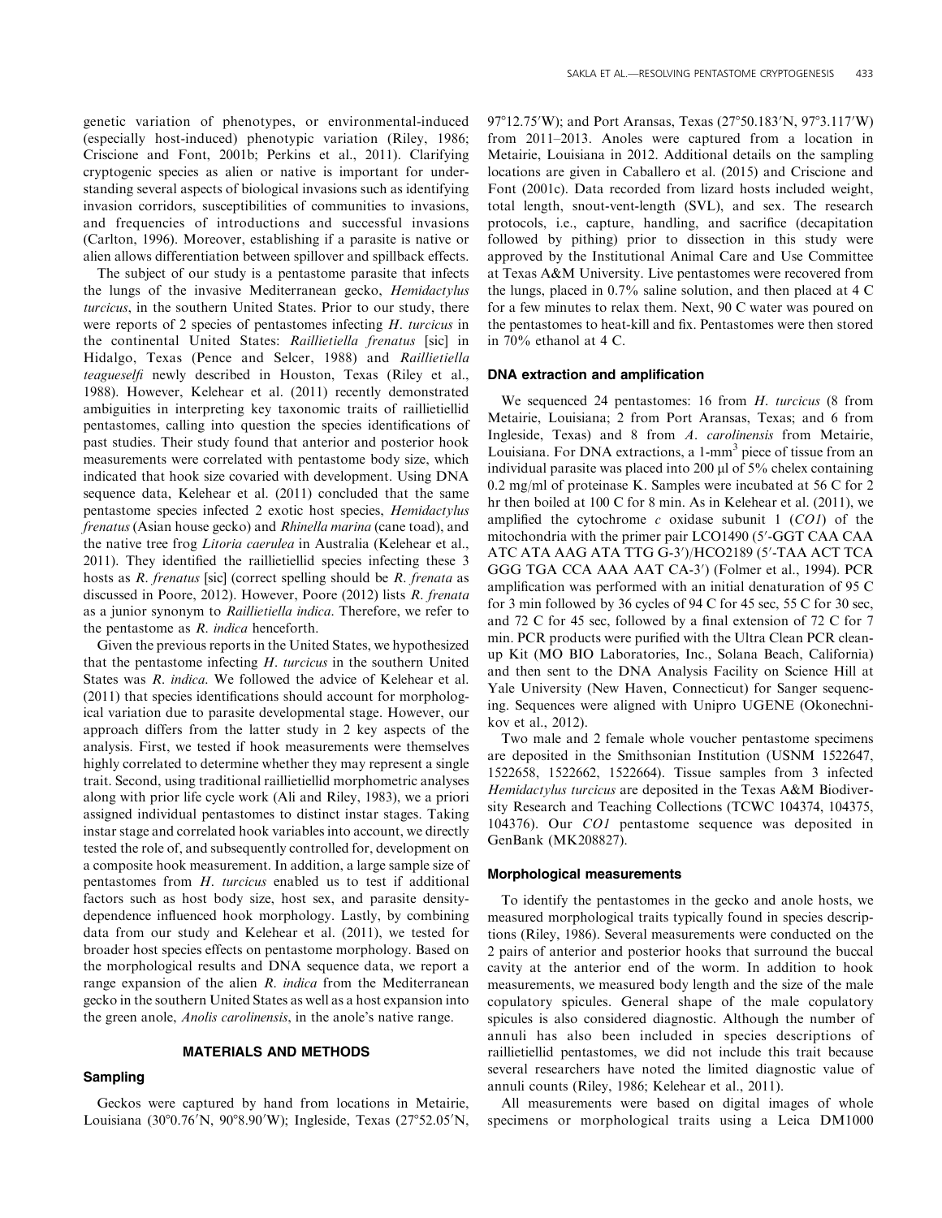genetic variation of phenotypes, or environmental-induced (especially host-induced) phenotypic variation (Riley, 1986; Criscione and Font, 2001b; Perkins et al., 2011). Clarifying cryptogenic species as alien or native is important for understanding several aspects of biological invasions such as identifying invasion corridors, susceptibilities of communities to invasions, and frequencies of introductions and successful invasions (Carlton, 1996). Moreover, establishing if a parasite is native or alien allows differentiation between spillover and spillback effects.

The subject of our study is a pentastome parasite that infects the lungs of the invasive Mediterranean gecko, *Hemidactylus turcicus*, in the southern United States. Prior to our study, there were reports of 2 species of pentastomes infecting *H. turcicus* in the continental United States: *Raillietiella frenatus* [sic] in Hidalgo, Texas (Pence and Selcer, 1988) and *Raillietiella teagueselfi* newly described in Houston, Texas (Riley et al., 1988). However, Kelehear et al. (2011) recently demonstrated ambiguities in interpreting key taxonomic traits of raillietiellid pentastomes, calling into question the species identifications of past studies. Their study found that anterior and posterior hook measurements were correlated with pentastome body size, which indicated that hook size covaried with development. Using DNA sequence data, Kelehear et al. (2011) concluded that the same pentastome species infected 2 exotic host species, *Hemidactylus frenatus* (Asian house gecko) and *Rhinella marina* (cane toad), and the native tree frog *Litoria caerulea* in Australia (Kelehear et al., 2011). They identified the raillietiellid species infecting these 3 hosts as *R. frenatus* [sic] (correct spelling should be *R. frenata* as discussed in Poore, 2012). However, Poore (2012) lists *R. frenata* as a junior synonym to *Raillietiella indica*. Therefore, we refer to the pentastome as *R. indica* henceforth.

Given the previous reports in the United States, we hypothesized that the pentastome infecting *H. turcicus* in the southern United States was *R. indica*. We followed the advice of Kelehear et al. (2011) that species identifications should account for morphological variation due to parasite developmental stage. However, our approach differs from the latter study in 2 key aspects of the analysis. First, we tested if hook measurements were themselves highly correlated to determine whether they may represent a single trait. Second, using traditional raillietiellid morphometric analyses along with prior life cycle work (Ali and Riley, 1983), we a priori assigned individual pentastomes to distinct instar stages. Taking instar stage and correlated hook variables into account, we directly tested the role of, and subsequently controlled for, development on a composite hook measurement. In addition, a large sample size of pentastomes from *H. turcicus* enabled us to test if additional factors such as host body size, host sex, and parasite density-dependence influenced hook morphology. Lastly, by combining data from our study and Kelehear et al. (2011), we tested for broader host species effects on pentastome morphology. Based on the morphological results and DNA sequence data, we report a range expansion of the alien *R. indica* from the Mediterranean gecko in the southern United States as well as a host expansion into the green anole, *Anolis carolinensis*, in the anole's native range.

## MATERIALS AND METHODS

### Sampling

Geckos were captured by hand from locations in Metairie, Louisiana (30°0.76′N, 90°8.90′W); Ingleside, Texas (27°52.05′N, 97°12.75′W); and Port Aransas, Texas (27°50.183′N, 97°3.117′W) from 2011–2013. Anoles were captured from a location in Metairie, Louisiana in 2012. Additional details on the sampling locations are given in Caballero et al. (2015) and Criscione and Font (2001c). Data recorded from lizard hosts included weight, total length, snout-vent-length (SVL), and sex. The research protocols, i.e., capture, handling, and sacrifice (decapitation followed by pithing) prior to dissection in this study were approved by the Institutional Animal Care and Use Committee at Texas A&M University. Live pentastomes were recovered from the lungs, placed in 0.7% saline solution, and then placed at 4 C for a few minutes to relax them. Next, 90 C water was poured on the pentastomes to heat-kill and fix. Pentastomes were then stored in 70% ethanol at 4 C.

### DNA extraction and amplification

We sequenced 24 pentastomes: 16 from *H. turcicus* (8 from Metairie, Louisiana; 2 from Port Aransas, Texas; and 6 from Ingleside, Texas) and 8 from *A. carolinensis* from Metairie, Louisiana. For DNA extractions, a 1-mm$^3$ piece of tissue from an individual parasite was placed into 200 μl of 5% chelex containing 0.2 mg/ml of proteinase K. Samples were incubated at 56 C for 2 hr then boiled at 100 C for 8 min. As in Kelehear et al. (2011), we amplified the cytochrome *c* oxidase subunit 1 (*CO1*) of the mitochondria with the primer pair LCO1490 (5′-GGT CAA CAA ATC ATA AAG ATA TTG G-3′)/HCO2189 (5′-TAA ACT TCA GGG TGA CCA AAA AAT CA-3′) (Folmer et al., 1994). PCR amplification was performed with an initial denaturation of 95 C for 3 min followed by 36 cycles of 94 C for 45 sec, 55 C for 30 sec, and 72 C for 45 sec, followed by a final extension of 72 C for 7 min. PCR products were purified with the Ultra Clean PCR clean-up Kit (MO BIO Laboratories, Inc., Solana Beach, California) and then sent to the DNA Analysis Facility on Science Hill at Yale University (New Haven, Connecticut) for Sanger sequencing. Sequences were aligned with Unipro UGENE (Okonechnikov et al., 2012).

Two male and 2 female whole voucher pentastome specimens are deposited in the Smithsonian Institution (USNM 1522647, 1522658, 1522662, 1522664). Tissue samples from 3 infected *Hemidactylus turcicus* are deposited in the Texas A&M Biodiversity Research and Teaching Collections (TCWC 104374, 104375, 104376). Our *CO1* pentastome sequence was deposited in GenBank (MK208827).

### Morphological measurements

To identify the pentastomes in the gecko and anole hosts, we measured morphological traits typically found in species descriptions (Riley, 1986). Several measurements were conducted on the 2 pairs of anterior and posterior hooks that surround the buccal cavity at the anterior end of the worm. In addition to hook measurements, we measured body length and the size of the male copulatory spicules. General shape of the male copulatory spicules is also considered diagnostic. Although the number of annuli has also been included in species descriptions of raillietiellid pentastomes, we did not include this trait because several researchers have noted the limited diagnostic value of annuli counts (Riley, 1986; Kelehear et al., 2011).

All measurements were based on digital images of whole specimens or morphological traits using a Leica DM1000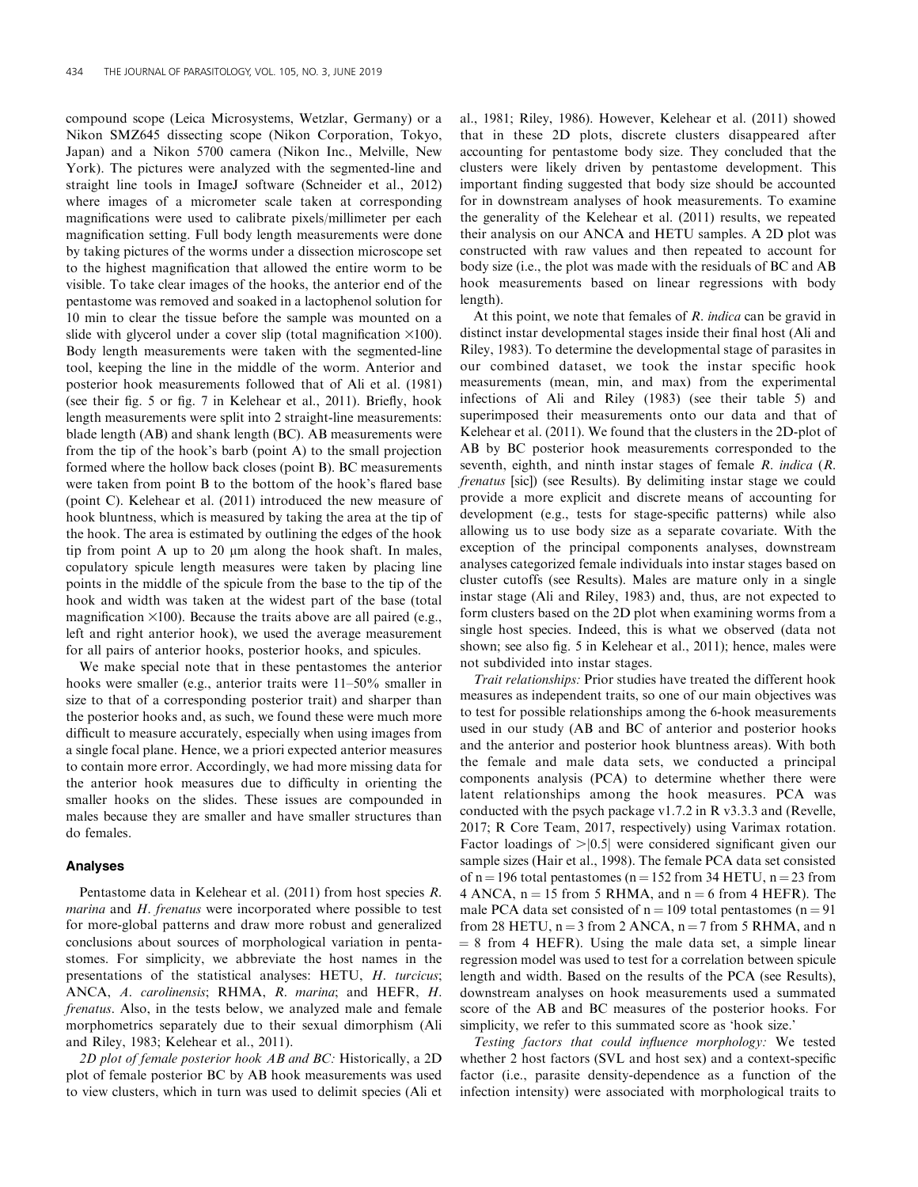compound scope (Leica Microsystems, Wetzlar, Germany) or a Nikon SMZ645 dissecting scope (Nikon Corporation, Tokyo, Japan) and a Nikon 5700 camera (Nikon Inc., Melville, New York). The pictures were analyzed with the segmented-line and straight line tools in ImageJ software (Schneider et al., 2012) where images of a micrometer scale taken at corresponding magnifications were used to calibrate pixels/millimeter per each magnification setting. Full body length measurements were done by taking pictures of the worms under a dissection microscope set to the highest magnification that allowed the entire worm to be visible. To take clear images of the hooks, the anterior end of the pentastome was removed and soaked in a lactophenol solution for 10 min to clear the tissue before the sample was mounted on a slide with glycerol under a cover slip (total magnification ×100). Body length measurements were taken with the segmented-line tool, keeping the line in the middle of the worm. Anterior and posterior hook measurements followed that of Ali et al. (1981) (see their fig. 5 or fig. 7 in Kelehear et al., 2011). Briefly, hook length measurements were split into 2 straight-line measurements: blade length (AB) and shank length (BC). AB measurements were from the tip of the hook's barb (point A) to the small projection formed where the hollow back closes (point B). BC measurements were taken from point B to the bottom of the hook's flared base (point C). Kelehear et al. (2011) introduced the new measure of hook bluntness, which is measured by taking the area at the tip of the hook. The area is estimated by outlining the edges of the hook tip from point A up to 20 μm along the hook shaft. In males, copulatory spicule length measures were taken by placing line points in the middle of the spicule from the base to the tip of the hook and width was taken at the widest part of the base (total magnification ×100). Because the traits above are all paired (e.g., left and right anterior hook), we used the average measurement for all pairs of anterior hooks, posterior hooks, and spicules.

We make special note that in these pentastomes the anterior hooks were smaller (e.g., anterior traits were 11–50% smaller in size to that of a corresponding posterior trait) and sharper than the posterior hooks and, as such, we found these were much more difficult to measure accurately, especially when using images from a single focal plane. Hence, we a priori expected anterior measures to contain more error. Accordingly, we had more missing data for the anterior hook measures due to difficulty in orienting the smaller hooks on the slides. These issues are compounded in males because they are smaller and have smaller structures than do females.

### Analyses

Pentastome data in Kelehear et al. (2011) from host species *R. marina* and *H. frenatus* were incorporated where possible to test for more-global patterns and draw more robust and generalized conclusions about sources of morphological variation in pentastomes. For simplicity, we abbreviate the host names in the presentations of the statistical analyses: HETU, *H. turcicus*; ANCA, *A. carolinensis*; RHMA, *R. marina*; and HEFR, *H. frenatus*. Also, in the tests below, we analyzed male and female morphometrics separately due to their sexual dimorphism (Ali and Riley, 1983; Kelehear et al., 2011).

*2D plot of female posterior hook AB and BC:* Historically, a 2D plot of female posterior BC by AB hook measurements was used to view clusters, which in turn was used to delimit species (Ali et al., 1981; Riley, 1986). However, Kelehear et al. (2011) showed that in these 2D plots, discrete clusters disappeared after accounting for pentastome body size. They concluded that the clusters were likely driven by pentastome development. This important finding suggested that body size should be accounted for in downstream analyses of hook measurements. To examine the generality of the Kelehear et al. (2011) results, we repeated their analysis on our ANCA and HETU samples. A 2D plot was constructed with raw values and then repeated to account for body size (i.e., the plot was made with the residuals of BC and AB hook measurements based on linear regressions with body length).

At this point, we note that females of *R. indica* can be gravid in distinct instar developmental stages inside their final host (Ali and Riley, 1983). To determine the developmental stage of parasites in our combined dataset, we took the instar specific hook measurements (mean, min, and max) from the experimental infections of Ali and Riley (1983) (see their table 5) and superimposed their measurements onto our data and that of Kelehear et al. (2011). We found that the clusters in the 2D-plot of AB by BC posterior hook measurements corresponded to the seventh, eighth, and ninth instar stages of female *R. indica* (*R. frenatus* [sic]) (see Results). By delimiting instar stage we could provide a more explicit and discrete means of accounting for development (e.g., tests for stage-specific patterns) while also allowing us to use body size as a separate covariate. With the exception of the principal components analyses, downstream analyses categorized female individuals into instar stages based on cluster cutoffs (see Results). Males are mature only in a single instar stage (Ali and Riley, 1983) and, thus, are not expected to form clusters based on the 2D plot when examining worms from a single host species. Indeed, this is what we observed (data not shown; see also fig. 5 in Kelehear et al., 2011); hence, males were not subdivided into instar stages.

*Trait relationships:* Prior studies have treated the different hook measures as independent traits, so one of our main objectives was to test for possible relationships among the 6-hook measurements used in our study (AB and BC of anterior and posterior hooks and the anterior and posterior hook bluntness areas). With both the female and male data sets, we conducted a principal components analysis (PCA) to determine whether there were latent relationships among the hook measures. PCA was conducted with the psych package v1.7.2 in R v3.3.3 and (Revelle, 2017; R Core Team, 2017, respectively) using Varimax rotation. Factor loadings of $>|0.5|$ were considered significant given our sample sizes (Hair et al., 1998). The female PCA data set consisted of $n = 196$ total pentastomes ($n = 152$ from 34 HETU, $n = 23$ from 4 ANCA, $n = 15$ from 5 RHMA, and $n = 6$ from 4 HEFR). The male PCA data set consisted of $n = 109$ total pentastomes ($n = 91$ from 28 HETU, $n = 3$ from 2 ANCA, $n = 7$ from 5 RHMA, and $n = 8$ from 4 HEFR). Using the male data set, a simple linear regression model was used to test for a correlation between spicule length and width. Based on the results of the PCA (see Results), downstream analyses on hook measurements used a summated score of the AB and BC measures of the posterior hooks. For simplicity, we refer to this summated score as 'hook size.'

*Testing factors that could influence morphology:* We tested whether 2 host factors (SVL and host sex) and a context-specific factor (i.e., parasite density-dependence as a function of the infection intensity) were associated with morphological traits to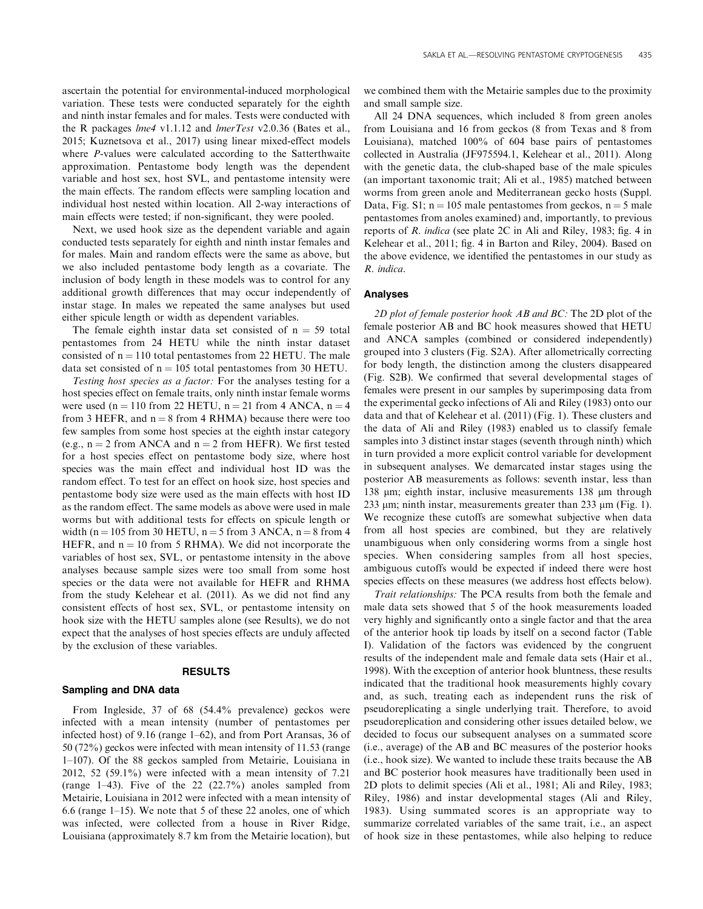ascertain the potential for environmental-induced morphological variation. These tests were conducted separately for the eighth and ninth instar females and for males. Tests were conducted with the R packages *lme4* v1.1.12 and *lmerTest* v2.0.36 (Bates et al., 2015; Kuznetsova et al., 2017) using linear mixed-effect models where *P*-values were calculated according to the Satterthwaite approximation. Pentastome body length was the dependent variable and host sex, host SVL, and pentastome intensity were the main effects. The random effects were sampling location and individual host nested within location. All 2-way interactions of main effects were tested; if non-significant, they were pooled.

Next, we used hook size as the dependent variable and again conducted tests separately for eighth and ninth instar females and for males. Main and random effects were the same as above, but we also included pentastome body length as a covariate. The inclusion of body length in these models was to control for any additional growth differences that may occur independently of instar stage. In males we repeated the same analyses but used either spicule length or width as dependent variables.

The female eighth instar data set consisted of $n = 59$ total pentastomes from 24 HETU while the ninth instar dataset consisted of $n = 110$ total pentastomes from 22 HETU. The male data set consisted of $n = 105$ total pentastomes from 30 HETU.

*Testing host species as a factor:* For the analyses testing for a host species effect on female traits, only ninth instar female worms were used ($n = 110$ from 22 HETU, $n = 21$ from 4 ANCA, $n = 4$ from 3 HEFR, and $n = 8$ from 4 RHMA) because there were too few samples from some host species at the eighth instar category (e.g., $n = 2$ from ANCA and $n = 2$ from HEFR). We first tested for a host species effect on pentastome body size, where host species was the main effect and individual host ID was the random effect. To test for an effect on hook size, host species and pentastome body size were used as the main effects with host ID as the random effect. The same models as above were used in male worms but with additional tests for effects on spicule length or width ($n = 105$ from 30 HETU, $n = 5$ from 3 ANCA, $n = 8$ from 4 HEFR, and $n = 10$ from 5 RHMA). We did not incorporate the variables of host sex, SVL, or pentastome intensity in the above analyses because sample sizes were too small from some host species or the data were not available for HEFR and RHMA from the study Kelehear et al. (2011). As we did not find any consistent effects of host sex, SVL, or pentastome intensity on hook size with the HETU samples alone (see Results), we do not expect that the analyses of host species effects are unduly affected by the exclusion of these variables.

## RESULTS

### Sampling and DNA data

From Ingleside, 37 of 68 (54.4% prevalence) geckos were infected with a mean intensity (number of pentastomes per infected host) of 9.16 (range 1–62), and from Port Aransas, 36 of 50 (72%) geckos were infected with mean intensity of 11.53 (range 1–107). Of the 88 geckos sampled from Metairie, Louisiana in 2012, 52 (59.1%) were infected with a mean intensity of 7.21 (range 1–43). Five of the 22 (22.7%) anoles sampled from Metairie, Louisiana in 2012 were infected with a mean intensity of 6.6 (range 1–15). We note that 5 of these 22 anoles, one of which was infected, were collected from a house in River Ridge, Louisiana (approximately 8.7 km from the Metairie location), but we combined them with the Metairie samples due to the proximity and small sample size.

All 24 DNA sequences, which included 8 from green anoles from Louisiana and 16 from geckos (8 from Texas and 8 from Louisiana), matched 100% of 604 base pairs of pentastomes collected in Australia (JF975594.1, Kelehear et al., 2011). Along with the genetic data, the club-shaped base of the male spicules (an important taxonomic trait; Ali et al., 1985) matched between worms from green anole and Mediterranean gecko hosts (Suppl. Data, Fig. S1; $n = 105$ male pentastomes from geckos, $n = 5$ male pentastomes from anoles examined) and, importantly, to previous reports of *R. indica* (see plate 2C in Ali and Riley, 1983; fig. 4 in Kelehear et al., 2011; fig. 4 in Barton and Riley, 2004). Based on the above evidence, we identified the pentastomes in our study as *R. indica*.

### Analyses

*2D plot of female posterior hook AB and BC:* The 2D plot of the female posterior AB and BC hook measures showed that HETU and ANCA samples (combined or considered independently) grouped into 3 clusters (Fig. S2A). After allometrically correcting for body length, the distinction among the clusters disappeared (Fig. S2B). We confirmed that several developmental stages of females were present in our samples by superimposing data from the experimental gecko infections of Ali and Riley (1983) onto our data and that of Kelehear et al. (2011) (Fig. 1). These clusters and the data of Ali and Riley (1983) enabled us to classify female samples into 3 distinct instar stages (seventh through ninth) which in turn provided a more explicit control variable for development in subsequent analyses. We demarcated instar stages using the posterior AB measurements as follows: seventh instar, less than 138 μm; eighth instar, inclusive measurements 138 μm through 233 μm; ninth instar, measurements greater than 233 μm (Fig. 1). We recognize these cutoffs are somewhat subjective when data from all host species are combined, but they are relatively unambiguous when only considering worms from a single host species. When considering samples from all host species, ambiguous cutoffs would be expected if indeed there were host species effects on these measures (we address host effects below).

*Trait relationships:* The PCA results from both the female and male data sets showed that 5 of the hook measurements loaded very highly and significantly onto a single factor and that the area of the anterior hook tip loads by itself on a second factor (Table I). Validation of the factors was evidenced by the congruent results of the independent male and female data sets (Hair et al., 1998). With the exception of anterior hook bluntness, these results indicated that the traditional hook measurements highly covary and, as such, treating each as independent runs the risk of pseudoreplicating a single underlying trait. Therefore, to avoid pseudoreplication and considering other issues detailed below, we decided to focus our subsequent analyses on a summated score (i.e., average) of the AB and BC measures of the posterior hooks (i.e., hook size). We wanted to include these traits because the AB and BC posterior hook measures have traditionally been used in 2D plots to delimit species (Ali et al., 1981; Ali and Riley, 1983; Riley, 1986) and instar developmental stages (Ali and Riley, 1983). Using summated scores is an appropriate way to summarize correlated variables of the same trait, i.e., an aspect of hook size in these pentastomes, while also helping to reduce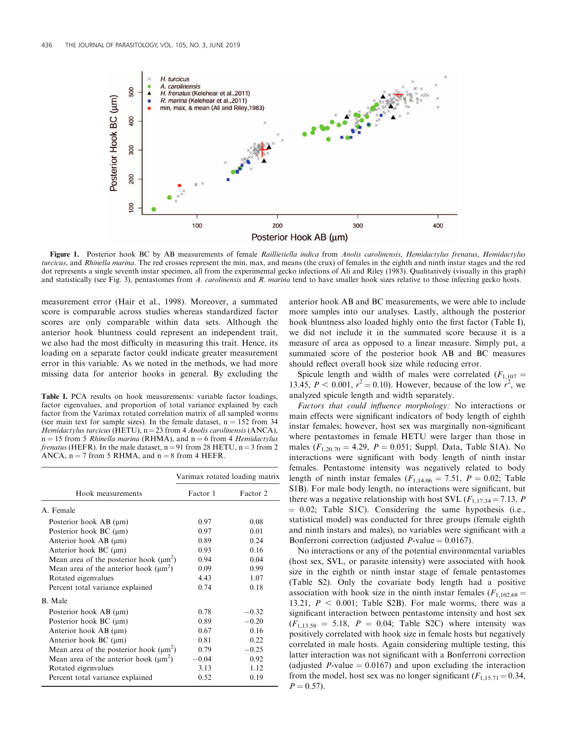**Figure 1.** Posterior hook BC by AB measurements of female *Raillietiella indica* from *Anolis carolinensis*, *Hemidactylus frenatus*, *Hemidactylus turcicus*, and *Rhinella marina*. The red crosses represent the min, max, and means (the crux) of females in the eighth and ninth instar stages and the red dot represents a single seventh instar specimen, all from the experimental gecko infections of Ali and Riley (1983). Qualitatively (visually in this graph) and statistically (see Fig. 3), pentastomes from *A. carolinensis* and *R. marina* tend to have smaller hook sizes relative to those infecting gecko hosts.

measurement error (Hair et al., 1998). Moreover, a summated score is comparable across studies whereas standardized factor scores are only comparable within data sets. Although the anterior hook bluntness could represent an independent trait, we also had the most difficulty in measuring this trait. Hence, its loading on a separate factor could indicate greater measurement error in this variable. As we noted in the methods, we had more missing data for anterior hooks in general. By excluding the anterior hook AB and BC measurements, we were able to include more samples into our analyses. Lastly, although the posterior hook bluntness also loaded highly onto the first factor (Table I), we did not include it in the summated score because it is a measure of area as opposed to a linear measure. Simply put, a summated score of the posterior hook AB and BC measures should reflect overall hook size while reducing error.

**Table I.** PCA results on hook measurements: variable factor loadings, factor eigenvalues, and proportion of total variance explained by each factor from the Varimax rotated correlation matrix of all sampled worms (see main text for sample sizes). In the female dataset, n = 152 from 34 *Hemidactylus turcicus* (HETU), n = 23 from 4 *Anolis carolinensis* (ANCA), n = 15 from 5 *Rhinella marina* (RHMA), and n = 6 from 4 *Hemidactylus frenatus* (HEFR). In the male dataset, n = 91 from 28 HETU, n = 3 from 2 ANCA, n = 7 from 5 RHMA, and n = 8 from 4 HEFR.

| | Varimax rotated loading matrix | |
|---|---|---|
| Hook measurements | Factor 1 | Factor 2 |
| A. Female | | |
| Posterior hook AB (μm) | 0.97 | 0.08 |
| Posterior hook BC (μm) | 0.97 | 0.01 |
| Anterior hook AB (μm) | 0.89 | 0.24 |
| Anterior hook BC (μm) | 0.93 | 0.16 |
| Mean area of the posterior hook (μm$^2$) | 0.94 | 0.04 |
| Mean area of the anterior hook (μm$^2$) | 0.09 | 0.99 |
| Rotated eigenvalues | 4.43 | 1.07 |
| Percent total variance explained | 0.74 | 0.18 |
| B. Male | | |
| Posterior hook AB (μm) | 0.78 | −0.32 |
| Posterior hook BC (μm) | 0.89 | −0.20 |
| Anterior hook AB (μm) | 0.67 | 0.16 |
| Anterior hook BC (μm) | 0.81 | 0.22 |
| Mean area of the posterior hook (μm$^2$) | 0.79 | −0.25 |
| Mean area of the anterior hook (μm$^2$) | −0.04 | 0.92 |
| Rotated eigenvalues | 3.13 | 1.12 |
| Percent total variance explained | 0.52 | 0.19 |

Spicule length and width of males were correlated ($F_{1,107}$ = 13.45, $P < 0.001$, $r^2 = 0.10$). However, because of the low $r^2$, we analyzed spicule length and width separately.

*Factors that could influence morphology:* No interactions or main effects were significant indicators of body length of eighth instar females; however, host sex was marginally non-significant where pentastomes in female HETU were larger than those in males ($F_{1,20.70} = 4.29$, $P = 0.051$; Suppl. Data, Table S1A). No interactions were significant with body length of ninth instar females. Pentastome intensity was negatively related to body length of ninth instar females ($F_{1,14.06}$ = 7.51, $P$ = 0.02; Table S1B). For male body length, no interactions were significant, but there was a negative relationship with host SVL ($F_{1,17.34} = 7.13$, $P$ = 0.02; Table S1C). Considering the same hypothesis (i.e., statistical model) was conducted for three groups (female eighth and ninth instars and males), no variables were significant with a Bonferroni correction (adjusted $P$-value = 0.0167).

No interactions or any of the potential environmental variables (host sex, SVL, or parasite intensity) were associated with hook size in the eighth or ninth instar stage of female pentastomes (Table S2). Only the covariate body length had a positive association with hook size in the ninth instar females ($F_{1,102.68}$ = 13.21, $P$ < 0.001; Table S2B). For male worms, there was a significant interaction between pentastome intensity and host sex ($F_{1,13.58}$ = 5.18, $P$ = 0.04; Table S2C) where intensity was positively correlated with hook size in female hosts but negatively correlated in male hosts. Again considering multiple testing, this latter interaction was not significant with a Bonferroni correction (adjusted $P$-value = 0.0167) and upon excluding the interaction from the model, host sex was no longer significant ($F_{1,15.71} = 0.34$, $P = 0.57$).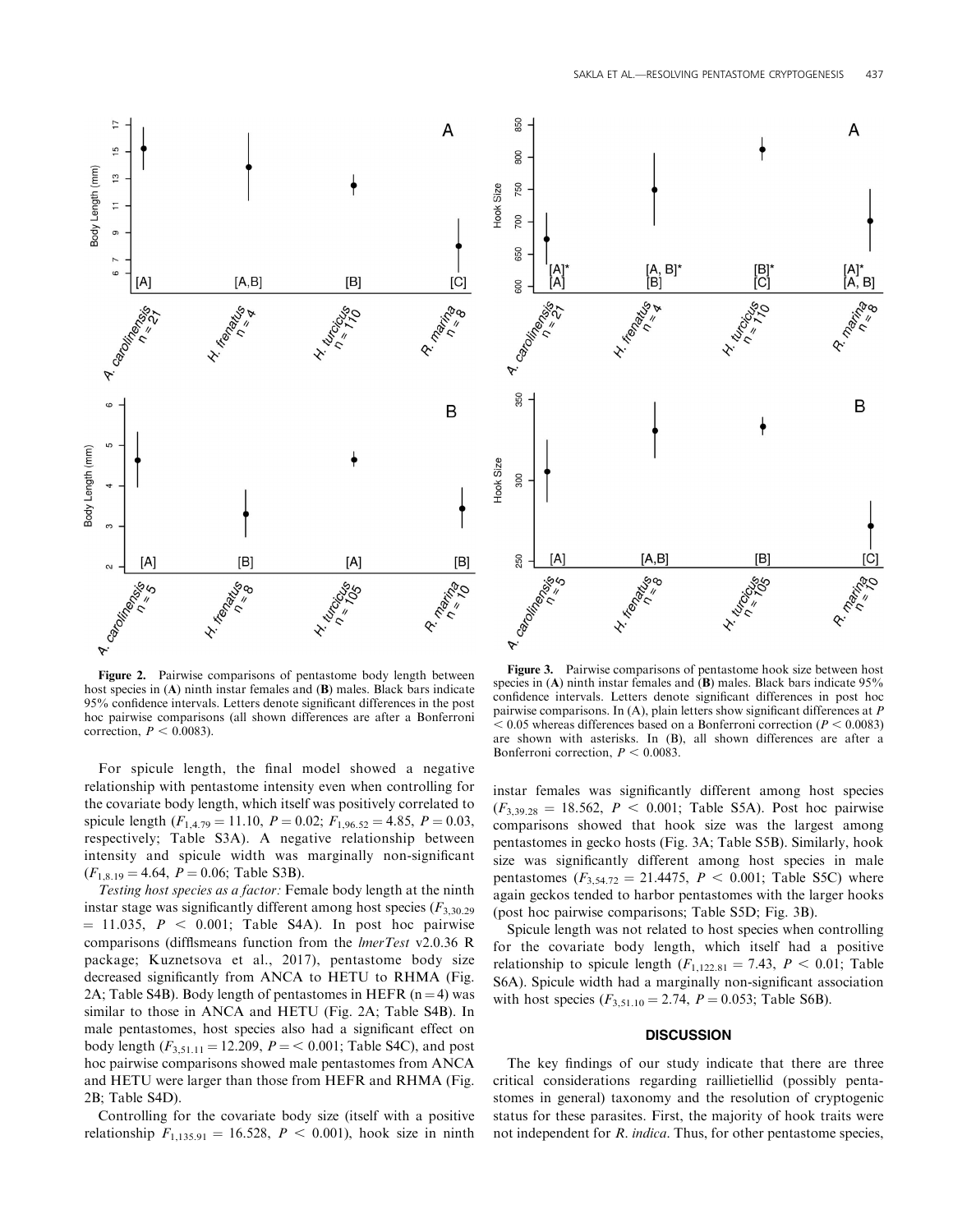Figure 2. Pairwise comparisons of pentastome body length between host species in (A) ninth instar females and (B) males. Black bars indicate 95% confidence intervals. Letters denote significant differences in the post hoc pairwise comparisons (all shown differences are after a Bonferroni correction, $P < 0.0083$).

Figure 3. Pairwise comparisons of pentastome hook size between host species in (A) ninth instar females and (B) males. Black bars indicate 95% confidence intervals. Letters denote significant differences in post hoc pairwise comparisons. In (A), plain letters show significant differences at $P < 0.05$ whereas differences based on a Bonferroni correction ($P < 0.0083$) are shown with asterisks. In (B), all shown differences are after a Bonferroni correction, $P < 0.0083$.

For spicule length, the final model showed a negative relationship with pentastome intensity even when controlling for the covariate body length, which itself was positively correlated to spicule length ($F_{1,4.79} = 11.10$, $P = 0.02$; $F_{1,96.52} = 4.85$, $P = 0.03$, respectively; Table S3A). A negative relationship between intensity and spicule width was marginally non-significant ($F_{1,8.19} = 4.64$, $P = 0.06$; Table S3B).

*Testing host species as a factor:* Female body length at the ninth instar stage was significantly different among host species ($F_{3,30.29} = 11.035$, $P < 0.001$; Table S4A). In post hoc pairwise comparisons (difflsmeans function from the *lmerTest* v2.0.36 R package; Kuznetsova et al., 2017), pentastome body size decreased significantly from ANCA to HETU to RHMA (Fig. 2A; Table S4B). Body length of pentastomes in HEFR ($n = 4$) was similar to those in ANCA and HETU (Fig. 2A; Table S4B). In male pentastomes, host species also had a significant effect on body length ($F_{3,51.11} = 12.209$, $P = < 0.001$; Table S4C), and post hoc pairwise comparisons showed male pentastomes from ANCA and HETU were larger than those from HEFR and RHMA (Fig. 2B; Table S4D).

Controlling for the covariate body size (itself with a positive relationship $F_{1,135.91} = 16.528$, $P < 0.001$), hook size in ninth instar females was significantly different among host species ($F_{3,39.28} = 18.562$, $P < 0.001$; Table S5A). Post hoc pairwise comparisons showed that hook size was the largest among pentastomes in gecko hosts (Fig. 3A; Table S5B). Similarly, hook size was significantly different among host species in male pentastomes ($F_{3,54.72} = 21.4475$, $P < 0.001$; Table S5C) where again geckos tended to harbor pentastomes with the larger hooks (post hoc pairwise comparisons; Table S5D; Fig. 3B).

Spicule length was not related to host species when controlling for the covariate body length, which itself had a positive relationship to spicule length ($F_{1,122.81} = 7.43$, $P < 0.01$; Table S6A). Spicule width had a marginally non-significant association with host species ($F_{3,51.10} = 2.74$, $P = 0.053$; Table S6B).

## DISCUSSION

The key findings of our study indicate that there are three critical considerations regarding raillietiellid (possibly pentastomes in general) taxonomy and the resolution of cryptogenic status for these parasites. First, the majority of hook traits were not independent for *R. indica*. Thus, for other pentastome species,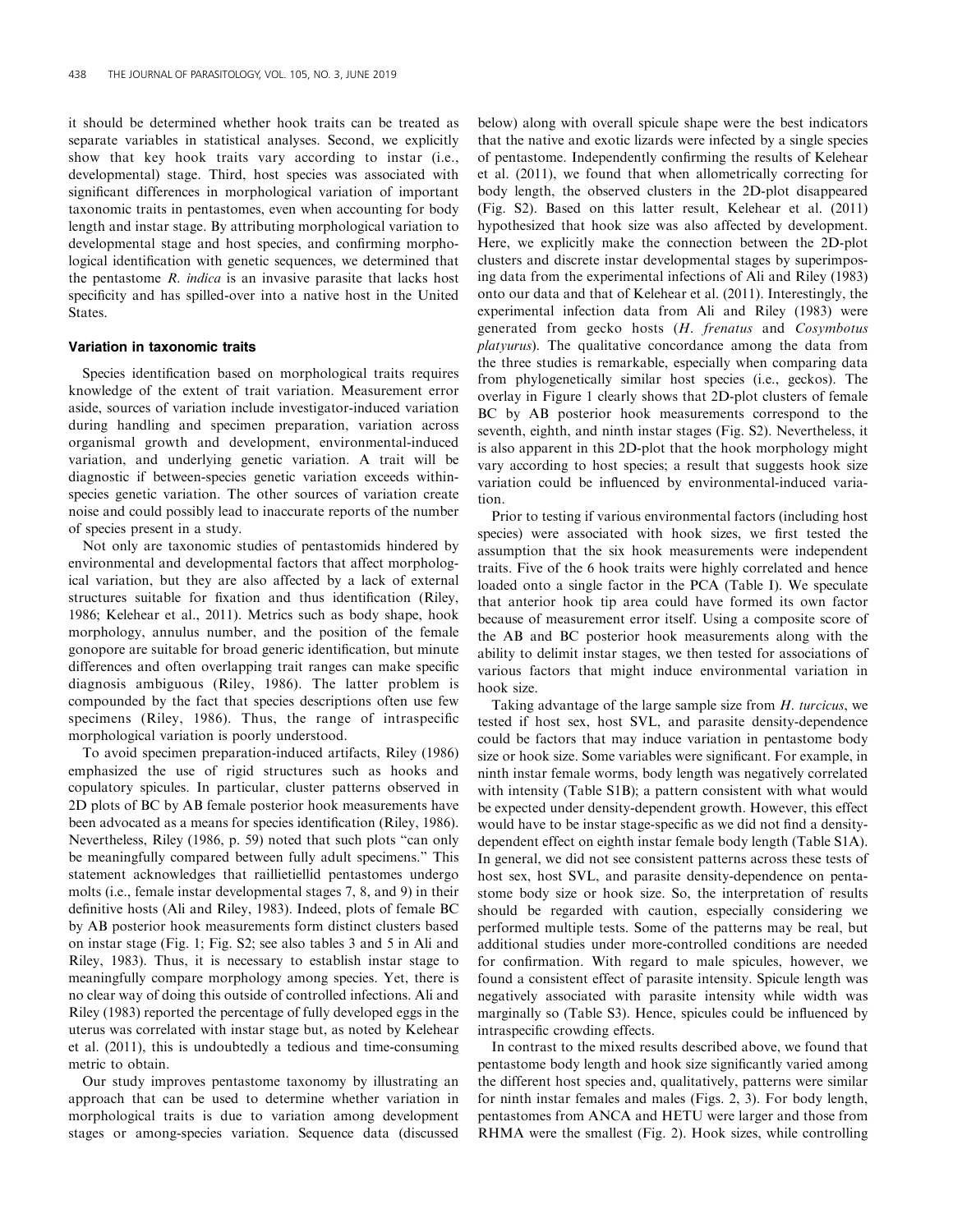it should be determined whether hook traits can be treated as separate variables in statistical analyses. Second, we explicitly show that key hook traits vary according to instar (i.e., developmental) stage. Third, host species was associated with significant differences in morphological variation of important taxonomic traits in pentastomes, even when accounting for body length and instar stage. By attributing morphological variation to developmental stage and host species, and confirming morphological identification with genetic sequences, we determined that the pentastome *R. indica* is an invasive parasite that lacks host specificity and has spilled-over into a native host in the United States.

### Variation in taxonomic traits

Species identification based on morphological traits requires knowledge of the extent of trait variation. Measurement error aside, sources of variation include investigator-induced variation during handling and specimen preparation, variation across organismal growth and development, environmental-induced variation, and underlying genetic variation. A trait will be diagnostic if between-species genetic variation exceeds within-species genetic variation. The other sources of variation create noise and could possibly lead to inaccurate reports of the number of species present in a study.

Not only are taxonomic studies of pentastomids hindered by environmental and developmental factors that affect morphological variation, but they are also affected by a lack of external structures suitable for fixation and thus identification (Riley, 1986; Kelehear et al., 2011). Metrics such as body shape, hook morphology, annulus number, and the position of the female gonopore are suitable for broad generic identification, but minute differences and often overlapping trait ranges can make specific diagnosis ambiguous (Riley, 1986). The latter problem is compounded by the fact that species descriptions often use few specimens (Riley, 1986). Thus, the range of intraspecific morphological variation is poorly understood.

To avoid specimen preparation-induced artifacts, Riley (1986) emphasized the use of rigid structures such as hooks and copulatory spicules. In particular, cluster patterns observed in 2D plots of BC by AB female posterior hook measurements have been advocated as a means for species identification (Riley, 1986). Nevertheless, Riley (1986, p. 59) noted that such plots "can only be meaningfully compared between fully adult specimens." This statement acknowledges that raillietiellid pentastomes undergo molts (i.e., female instar developmental stages 7, 8, and 9) in their definitive hosts (Ali and Riley, 1983). Indeed, plots of female BC by AB posterior hook measurements form distinct clusters based on instar stage (Fig. 1; Fig. S2; see also tables 3 and 5 in Ali and Riley, 1983). Thus, it is necessary to establish instar stage to meaningfully compare morphology among species. Yet, there is no clear way of doing this outside of controlled infections. Ali and Riley (1983) reported the percentage of fully developed eggs in the uterus was correlated with instar stage but, as noted by Kelehear et al. (2011), this is undoubtedly a tedious and time-consuming metric to obtain.

Our study improves pentastome taxonomy by illustrating an approach that can be used to determine whether variation in morphological traits is due to variation among development stages or among-species variation. Sequence data (discussed below) along with overall spicule shape were the best indicators that the native and exotic lizards were infected by a single species of pentastome. Independently confirming the results of Kelehear et al. (2011), we found that when allometrically correcting for body length, the observed clusters in the 2D-plot disappeared (Fig. S2). Based on this latter result, Kelehear et al. (2011) hypothesized that hook size was also affected by development. Here, we explicitly make the connection between the 2D-plot clusters and discrete instar developmental stages by superimposing data from the experimental infections of Ali and Riley (1983) onto our data and that of Kelehear et al. (2011). Interestingly, the experimental infection data from Ali and Riley (1983) were generated from gecko hosts (*H. frenatus* and *Cosymbotus platyurus*). The qualitative concordance among the data from the three studies is remarkable, especially when comparing data from phylogenetically similar host species (i.e., geckos). The overlay in Figure 1 clearly shows that 2D-plot clusters of female BC by AB posterior hook measurements correspond to the seventh, eighth, and ninth instar stages (Fig. S2). Nevertheless, it is also apparent in this 2D-plot that the hook morphology might vary according to host species; a result that suggests hook size variation could be influenced by environmental-induced variation.

Prior to testing if various environmental factors (including host species) were associated with hook sizes, we first tested the assumption that the six hook measurements were independent traits. Five of the 6 hook traits were highly correlated and hence loaded onto a single factor in the PCA (Table I). We speculate that anterior hook tip area could have formed its own factor because of measurement error itself. Using a composite score of the AB and BC posterior hook measurements along with the ability to delimit instar stages, we then tested for associations of various factors that might induce environmental variation in hook size.

Taking advantage of the large sample size from *H. turcicus*, we tested if host sex, host SVL, and parasite density-dependence could be factors that may induce variation in pentastome body size or hook size. Some variables were significant. For example, in ninth instar female worms, body length was negatively correlated with intensity (Table S1B); a pattern consistent with what would be expected under density-dependent growth. However, this effect would have to be instar stage-specific as we did not find a density-dependent effect on eighth instar female body length (Table S1A). In general, we did not see consistent patterns across these tests of host sex, host SVL, and parasite density-dependence on pentastome body size or hook size. So, the interpretation of results should be regarded with caution, especially considering we performed multiple tests. Some of the patterns may be real, but additional studies under more-controlled conditions are needed for confirmation. With regard to male spicules, however, we found a consistent effect of parasite intensity. Spicule length was negatively associated with parasite intensity while width was marginally so (Table S3). Hence, spicules could be influenced by intraspecific crowding effects.

In contrast to the mixed results described above, we found that pentastome body length and hook size significantly varied among the different host species and, qualitatively, patterns were similar for ninth instar females and males (Figs. 2, 3). For body length, pentastomes from ANCA and HETU were larger and those from RHMA were the smallest (Fig. 2). Hook sizes, while controlling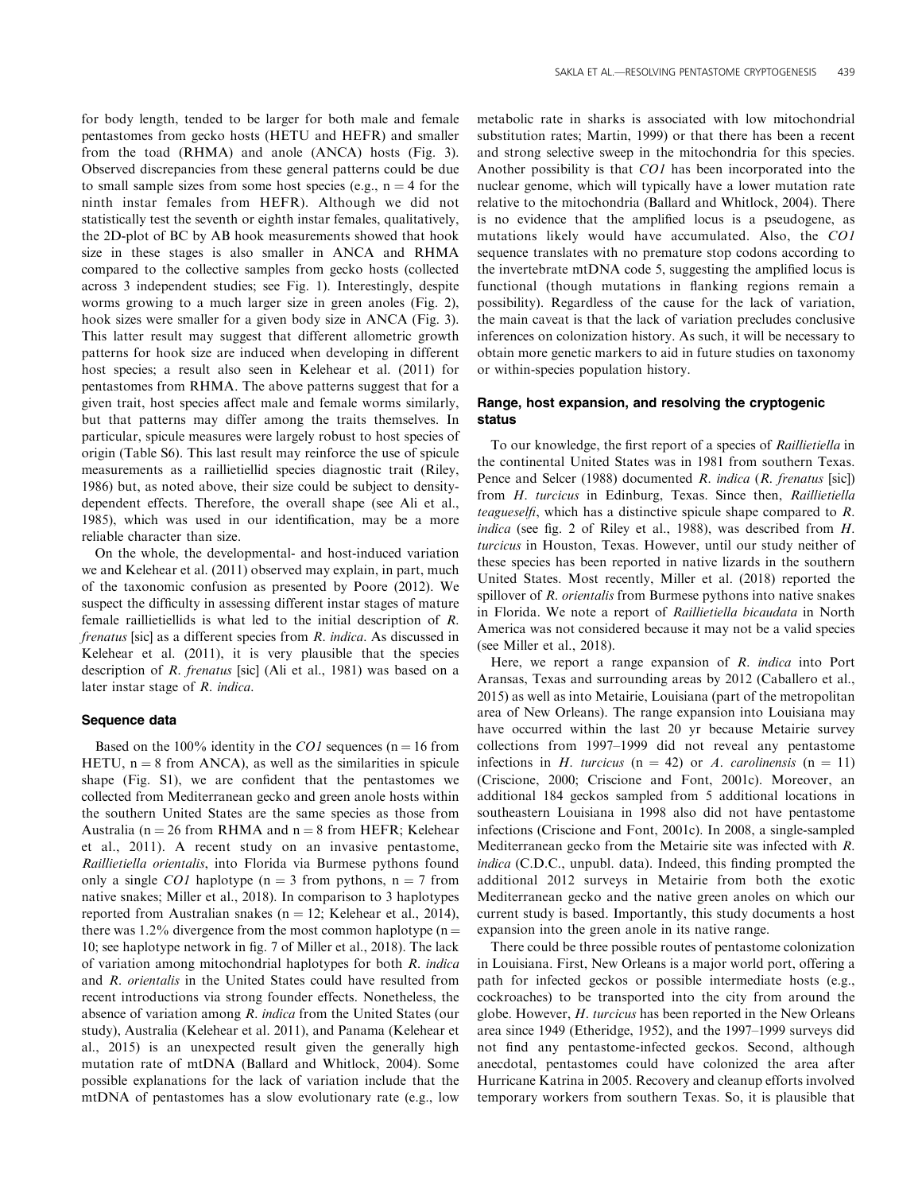for body length, tended to be larger for both male and female pentastomes from gecko hosts (HETU and HEFR) and smaller from the toad (RHMA) and anole (ANCA) hosts (Fig. 3). Observed discrepancies from these general patterns could be due to small sample sizes from some host species (e.g., n = 4 for the ninth instar females from HEFR). Although we did not statistically test the seventh or eighth instar females, qualitatively, the 2D-plot of BC by AB hook measurements showed that hook size in these stages is also smaller in ANCA and RHMA compared to the collective samples from gecko hosts (collected across 3 independent studies; see Fig. 1). Interestingly, despite worms growing to a much larger size in green anoles (Fig. 2), hook sizes were smaller for a given body size in ANCA (Fig. 3). This latter result may suggest that different allometric growth patterns for hook size are induced when developing in different host species; a result also seen in Kelehear et al. (2011) for pentastomes from RHMA. The above patterns suggest that for a given trait, host species affect male and female worms similarly, but that patterns may differ among the traits themselves. In particular, spicule measures were largely robust to host species of origin (Table S6). This last result may reinforce the use of spicule measurements as a raillietiellid species diagnostic trait (Riley, 1986) but, as noted above, their size could be subject to density-dependent effects. Therefore, the overall shape (see Ali et al., 1985), which was used in our identification, may be a more reliable character than size.

On the whole, the developmental- and host-induced variation we and Kelehear et al. (2011) observed may explain, in part, much of the taxonomic confusion as presented by Poore (2012). We suspect the difficulty in assessing different instar stages of mature female raillietiellids is what led to the initial description of *R. frenatus* [sic] as a different species from *R. indica*. As discussed in Kelehear et al. (2011), it is very plausible that the species description of *R. frenatus* [sic] (Ali et al., 1981) was based on a later instar stage of *R. indica*.

### Sequence data

Based on the 100% identity in the *CO1* sequences (n = 16 from HETU, n = 8 from ANCA), as well as the similarities in spicule shape (Fig. S1), we are confident that the pentastomes we collected from Mediterranean gecko and green anole hosts within the southern United States are the same species as those from Australia (n = 26 from RHMA and n = 8 from HEFR; Kelehear et al., 2011). A recent study on an invasive pentastome, *Raillietiella orientalis*, into Florida via Burmese pythons found only a single *CO1* haplotype (n = 3 from pythons, n = 7 from native snakes; Miller et al., 2018). In comparison to 3 haplotypes reported from Australian snakes (n = 12; Kelehear et al., 2014), there was 1.2% divergence from the most common haplotype (n = 10; see haplotype network in fig. 7 of Miller et al., 2018). The lack of variation among mitochondrial haplotypes for both *R. indica* and *R. orientalis* in the United States could have resulted from recent introductions via strong founder effects. Nonetheless, the absence of variation among *R. indica* from the United States (our study), Australia (Kelehear et al. 2011), and Panama (Kelehear et al., 2015) is an unexpected result given the generally high mutation rate of mtDNA (Ballard and Whitlock, 2004). Some possible explanations for the lack of variation include that the mtDNA of pentastomes has a slow evolutionary rate (e.g., low metabolic rate in sharks is associated with low mitochondrial substitution rates; Martin, 1999) or that there has been a recent and strong selective sweep in the mitochondria for this species. Another possibility is that *CO1* has been incorporated into the nuclear genome, which will typically have a lower mutation rate relative to the mitochondria (Ballard and Whitlock, 2004). There is no evidence that the amplified locus is a pseudogene, as mutations likely would have accumulated. Also, the *CO1* sequence translates with no premature stop codons according to the invertebrate mtDNA code 5, suggesting the amplified locus is functional (though mutations in flanking regions remain a possibility). Regardless of the cause for the lack of variation, the main caveat is that the lack of variation precludes conclusive inferences on colonization history. As such, it will be necessary to obtain more genetic markers to aid in future studies on taxonomy or within-species population history.

### Range, host expansion, and resolving the cryptogenic status

To our knowledge, the first report of a species of *Raillietiella* in the continental United States was in 1981 from southern Texas. Pence and Selcer (1988) documented *R. indica* (*R. frenatus* [sic]) from *H. turcicus* in Edinburg, Texas. Since then, *Raillietiella teagueselfi*, which has a distinctive spicule shape compared to *R. indica* (see fig. 2 of Riley et al., 1988), was described from *H. turcicus* in Houston, Texas. However, until our study neither of these species has been reported in native lizards in the southern United States. Most recently, Miller et al. (2018) reported the spillover of *R. orientalis* from Burmese pythons into native snakes in Florida. We note a report of *Raillietiella bicaudata* in North America was not considered because it may not be a valid species (see Miller et al., 2018).

Here, we report a range expansion of *R. indica* into Port Aransas, Texas and surrounding areas by 2012 (Caballero et al., 2015) as well as into Metairie, Louisiana (part of the metropolitan area of New Orleans). The range expansion into Louisiana may have occurred within the last 20 yr because Metairie survey collections from 1997–1999 did not reveal any pentastome infections in *H. turcicus* (n = 42) or *A. carolinensis* (n = 11) (Criscione, 2000; Criscione and Font, 2001c). Moreover, an additional 184 geckos sampled from 5 additional locations in southeastern Louisiana in 1998 also did not have pentastome infections (Criscione and Font, 2001c). In 2008, a single-sampled Mediterranean gecko from the Metairie site was infected with *R. indica* (C.D.C., unpubl. data). Indeed, this finding prompted the additional 2012 surveys in Metairie from both the exotic Mediterranean gecko and the native green anoles on which our current study is based. Importantly, this study documents a host expansion into the green anole in its native range.

There could be three possible routes of pentastome colonization in Louisiana. First, New Orleans is a major world port, offering a path for infected geckos or possible intermediate hosts (e.g., cockroaches) to be transported into the city from around the globe. However, *H. turcicus* has been reported in the New Orleans area since 1949 (Etheridge, 1952), and the 1997–1999 surveys did not find any pentastome-infected geckos. Second, although anecdotal, pentastomes could have colonized the area after Hurricane Katrina in 2005. Recovery and cleanup efforts involved temporary workers from southern Texas. So, it is plausible that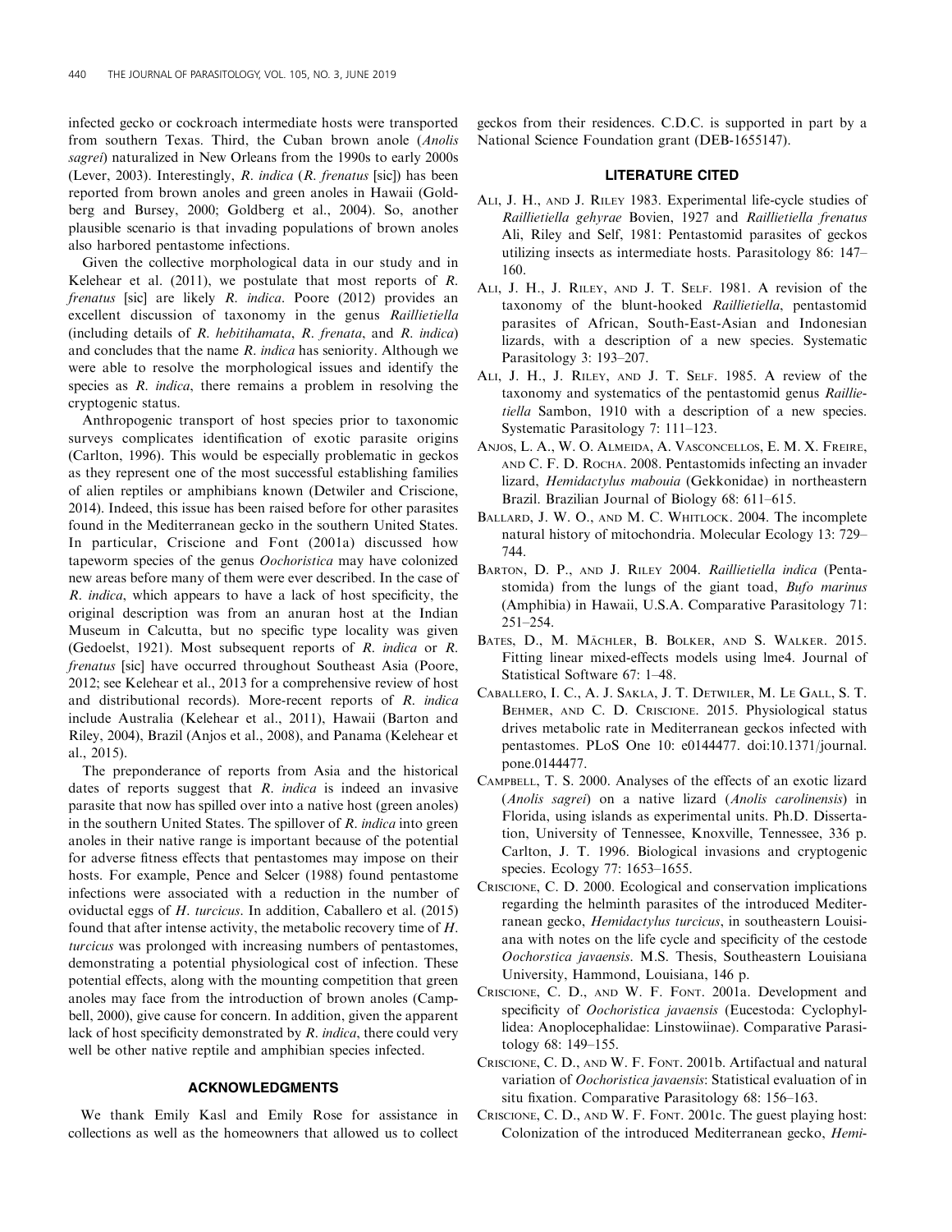infected gecko or cockroach intermediate hosts were transported from southern Texas. Third, the Cuban brown anole (*Anolis sagrei*) naturalized in New Orleans from the 1990s to early 2000s (Lever, 2003). Interestingly, *R. indica* (*R. frenatus* [sic]) has been reported from brown anoles and green anoles in Hawaii (Goldberg and Bursey, 2000; Goldberg et al., 2004). So, another plausible scenario is that invading populations of brown anoles also harbored pentastome infections.

Given the collective morphological data in our study and in Kelehear et al. (2011), we postulate that most reports of *R. frenatus* [sic] are likely *R. indica*. Poore (2012) provides an excellent discussion of taxonomy in the genus *Raillietiella* (including details of *R. hebitihamata*, *R. frenata*, and *R. indica*) and concludes that the name *R. indica* has seniority. Although we were able to resolve the morphological issues and identify the species as *R. indica*, there remains a problem in resolving the cryptogenic status.

Anthropogenic transport of host species prior to taxonomic surveys complicates identification of exotic parasite origins (Carlton, 1996). This would be especially problematic in geckos as they represent one of the most successful establishing families of alien reptiles or amphibians known (Detwiler and Criscione, 2014). Indeed, this issue has been raised before for other parasites found in the Mediterranean gecko in the southern United States. In particular, Criscione and Font (2001a) discussed how tapeworm species of the genus *Oochoristica* may have colonized new areas before many of them were ever described. In the case of *R. indica*, which appears to have a lack of host specificity, the original description was from an anuran host at the Indian Museum in Calcutta, but no specific type locality was given (Gedoelst, 1921). Most subsequent reports of *R. indica* or *R. frenatus* [sic] have occurred throughout Southeast Asia (Poore, 2012; see Kelehear et al., 2013 for a comprehensive review of host and distributional records). More-recent reports of *R. indica* include Australia (Kelehear et al., 2011), Hawaii (Barton and Riley, 2004), Brazil (Anjos et al., 2008), and Panama (Kelehear et al., 2015).

The preponderance of reports from Asia and the historical dates of reports suggest that *R. indica* is indeed an invasive parasite that now has spilled over into a native host (green anoles) in the southern United States. The spillover of *R. indica* into green anoles in their native range is important because of the potential for adverse fitness effects that pentastomes may impose on their hosts. For example, Pence and Selcer (1988) found pentastome infections were associated with a reduction in the number of oviductal eggs of *H. turcicus*. In addition, Caballero et al. (2015) found that after intense activity, the metabolic recovery time of *H. turcicus* was prolonged with increasing numbers of pentastomes, demonstrating a potential physiological cost of infection. These potential effects, along with the mounting competition that green anoles may face from the introduction of brown anoles (Campbell, 2000), give cause for concern. In addition, given the apparent lack of host specificity demonstrated by *R. indica*, there could very well be other native reptile and amphibian species infected.

## ACKNOWLEDGMENTS

We thank Emily Kasl and Emily Rose for assistance in collections as well as the homeowners that allowed us to collect geckos from their residences. C.D.C. is supported in part by a National Science Foundation grant (DEB-1655147).

## LITERATURE CITED

Ali, J. H., and J. Riley 1983. Experimental life-cycle studies of *Raillietiella gehyrae* Bovien, 1927 and *Raillietiella frenatus* Ali, Riley and Self, 1981: Pentastomid parasites of geckos utilizing insects as intermediate hosts. Parasitology 86: 147–160.

Ali, J. H., J. Riley, and J. T. Self. 1981. A revision of the taxonomy of the blunt-hooked *Raillietiella*, pentastomid parasites of African, South-East-Asian and Indonesian lizards, with a description of a new species. Systematic Parasitology 3: 193–207.

Ali, J. H., J. Riley, and J. T. Self. 1985. A review of the taxonomy and systematics of the pentastomid genus *Raillietiella* Sambon, 1910 with a description of a new species. Systematic Parasitology 7: 111–123.

Anjos, L. A., W. O. Almeida, A. Vasconcellos, E. M. X. Freire, and C. F. D. Rocha. 2008. Pentastomids infecting an invader lizard, *Hemidactylus mabouia* (Gekkonidae) in northeastern Brazil. Brazilian Journal of Biology 68: 611–615.

Ballard, J. W. O., and M. C. Whitlock. 2004. The incomplete natural history of mitochondria. Molecular Ecology 13: 729–744.

Barton, D. P., and J. Riley 2004. *Raillietiella indica* (Pentastomida) from the lungs of the giant toad, *Bufo marinus* (Amphibia) in Hawaii, U.S.A. Comparative Parasitology 71: 251–254.

Bates, D., M. Mächler, B. Bolker, and S. Walker. 2015. Fitting linear mixed-effects models using lme4. Journal of Statistical Software 67: 1–48.

Caballero, I. C., A. J. Sakla, J. T. Detwiler, M. Le Gall, S. T. Behmer, and C. D. Criscione. 2015. Physiological status drives metabolic rate in Mediterranean geckos infected with pentastomes. PLoS One 10: e0144477. doi:10.1371/journal.pone.0144477.

Campbell, T. S. 2000. Analyses of the effects of an exotic lizard (*Anolis sagrei*) on a native lizard (*Anolis carolinensis*) in Florida, using islands as experimental units. Ph.D. Dissertation, University of Tennessee, Knoxville, Tennessee, 336 p.

Carlton, J. T. 1996. Biological invasions and cryptogenic species. Ecology 77: 1653–1655.

Criscione, C. D. 2000. Ecological and conservation implications regarding the helminth parasites of the introduced Mediterranean gecko, *Hemidactylus turcicus*, in southeastern Louisiana with notes on the life cycle and specificity of the cestode *Oochorstica javaensis*. M.S. Thesis, Southeastern Louisiana University, Hammond, Louisiana, 146 p.

Criscione, C. D., and W. F. Font. 2001a. Development and specificity of *Oochoristica javaensis* (Eucestoda: Cyclophyllidea: Anoplocephalidae: Linstowiinae). Comparative Parasitology 68: 149–155.

Criscione, C. D., and W. F. Font. 2001b. Artifactual and natural variation of *Oochoristica javaensis*: Statistical evaluation of in situ fixation. Comparative Parasitology 68: 156–163.

Criscione, C. D., and W. F. Font. 2001c. The guest playing host: Colonization of the introduced Mediterranean gecko, *Hemi-*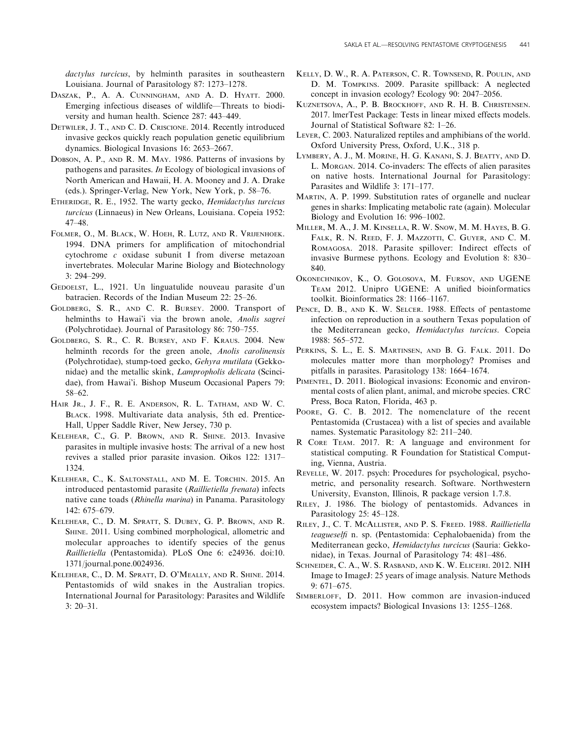*dactylus turcicus*, by helminth parasites in southeastern Louisiana. Journal of Parasitology 87: 1273–1278.

Daszak, P., A. A. Cunningham, and A. D. Hyatt. 2000. Emerging infectious diseases of wildlife—Threats to biodiversity and human health. Science 287: 443–449.

Detwiler, J. T., and C. D. Criscione. 2014. Recently introduced invasive geckos quickly reach population genetic equilibrium dynamics. Biological Invasions 16: 2653–2667.

Dobson, A. P., and R. M. May. 1986. Patterns of invasions by pathogens and parasites. *In* Ecology of biological invasions of North American and Hawaii, H. A. Mooney and J. A. Drake (eds.). Springer-Verlag, New York, New York, p. 58–76.

Etheridge, R. E., 1952. The warty gecko, *Hemidactylus turcicus turcicus* (Linnaeus) in New Orleans, Louisiana. Copeia 1952: 47–48.

Folmer, O., M. Black, W. Hoeh, R. Lutz, and R. Vrijenhoek. 1994. DNA primers for amplification of mitochondrial cytochrome *c* oxidase subunit I from diverse metazoan invertebrates. Molecular Marine Biology and Biotechnology 3: 294–299.

Gedoelst, L., 1921. Un linguatulide nouveau parasite d'un batracien. Records of the Indian Museum 22: 25–26.

Goldberg, S. R., and C. R. Bursey. 2000. Transport of helminths to Hawai'i via the brown anole, *Anolis sagrei* (Polychrotidae). Journal of Parasitology 86: 750–755.

Goldberg, S. R., C. R. Bursey, and F. Kraus. 2004. New helminth records for the green anole, *Anolis carolinensis* (Polychrotidae), stump-toed gecko, *Gehyra mutilata* (Gekkonidae) and the metallic skink, *Lampropholis delicata* (Scincidae), from Hawai'i. Bishop Museum Occasional Papers 79: 58–62.

Hair Jr., J. F., R. E. Anderson, R. L. Tatham, and W. C. Black. 1998. Multivariate data analysis, 5th ed. Prentice-Hall, Upper Saddle River, New Jersey, 730 p.

Kelehear, C., G. P. Brown, and R. Shine. 2013. Invasive parasites in multiple invasive hosts: The arrival of a new host revives a stalled prior parasite invasion. Oikos 122: 1317–1324.

Kelehear, C., K. Saltonstall, and M. E. Torchin. 2015. An introduced pentastomid parasite (*Raillietiella frenata*) infects native cane toads (*Rhinella marina*) in Panama. Parasitology 142: 675–679.

Kelehear, C., D. M. Spratt, S. Dubey, G. P. Brown, and R. Shine. 2011. Using combined morphological, allometric and molecular approaches to identify species of the genus *Raillietiella* (Pentastomida). PLoS One 6: e24936. doi:10.1371/journal.pone.0024936.

Kelehear, C., D. M. Spratt, D. O'Meally, and R. Shine. 2014. Pentastomids of wild snakes in the Australian tropics. International Journal for Parasitology: Parasites and Wildlife 3: 20–31.

Kelly, D. W., R. A. Paterson, C. R. Townsend, R. Poulin, and D. M. Tompkins. 2009. Parasite spillback: A neglected concept in invasion ecology? Ecology 90: 2047–2056.

Kuznetsova, A., P. B. Brockhoff, and R. H. B. Christensen. 2017. lmerTest Package: Tests in linear mixed effects models. Journal of Statistical Software 82: 1–26.

Lever, C. 2003. Naturalized reptiles and amphibians of the world. Oxford University Press, Oxford, U.K., 318 p.

Lymbery, A. J., M. Morine, H. G. Kanani, S. J. Beatty, and D. L. Morgan. 2014. Co-invaders: The effects of alien parasites on native hosts. International Journal for Parasitology: Parasites and Wildlife 3: 171–177.

Martin, A. P. 1999. Substitution rates of organelle and nuclear genes in sharks: Implicating metabolic rate (again). Molecular Biology and Evolution 16: 996–1002.

Miller, M. A., J. M. Kinsella, R. W. Snow, M. M. Hayes, B. G. Falk, R. N. Reed, F. J. Mazzotti, C. Guyer, and C. M. Romagosa. 2018. Parasite spillover: Indirect effects of invasive Burmese pythons. Ecology and Evolution 8: 830–840.

Okonechnikov, K., O. Golosova, M. Fursov, and UGENE Team 2012. Unipro UGENE: A unified bioinformatics toolkit. Bioinformatics 28: 1166–1167.

Pence, D. B., and K. W. Selcer. 1988. Effects of pentastome infection on reproduction in a southern Texas population of the Mediterranean gecko, *Hemidactylus turcicus*. Copeia 1988: 565–572.

Perkins, S. L., E. S. Martinsen, and B. G. Falk. 2011. Do molecules matter more than morphology? Promises and pitfalls in parasites. Parasitology 138: 1664–1674.

Pimentel, D. 2011. Biological invasions: Economic and environmental costs of alien plant, animal, and microbe species. CRC Press, Boca Raton, Florida, 463 p.

Poore, G. C. B. 2012. The nomenclature of the recent Pentastomida (Crustacea) with a list of species and available names. Systematic Parasitology 82: 211–240.

R Core Team. 2017. R: A language and environment for statistical computing. R Foundation for Statistical Computing, Vienna, Austria.

Revelle, W. 2017. psych: Procedures for psychological, psychometric, and personality research. Software. Northwestern University, Evanston, Illinois, R package version 1.7.8.

Riley, J. 1986. The biology of pentastomids. Advances in Parasitology 25: 45–128.

Riley, J., C. T. McAllister, and P. S. Freed. 1988. *Raillietiella teagueselfi* n. sp. (Pentastomida: Cephalobaenida) from the Mediterranean gecko, *Hemidactylus turcicus* (Sauria: Gekkonidae), in Texas. Journal of Parasitology 74: 481–486.

Schneider, C. A., W. S. Rasband, and K. W. Eliceiri. 2012. NIH Image to ImageJ: 25 years of image analysis. Nature Methods 9: 671–675.

Simberloff, D. 2011. How common are invasion-induced ecosystem impacts? Biological Invasions 13: 1255–1268.